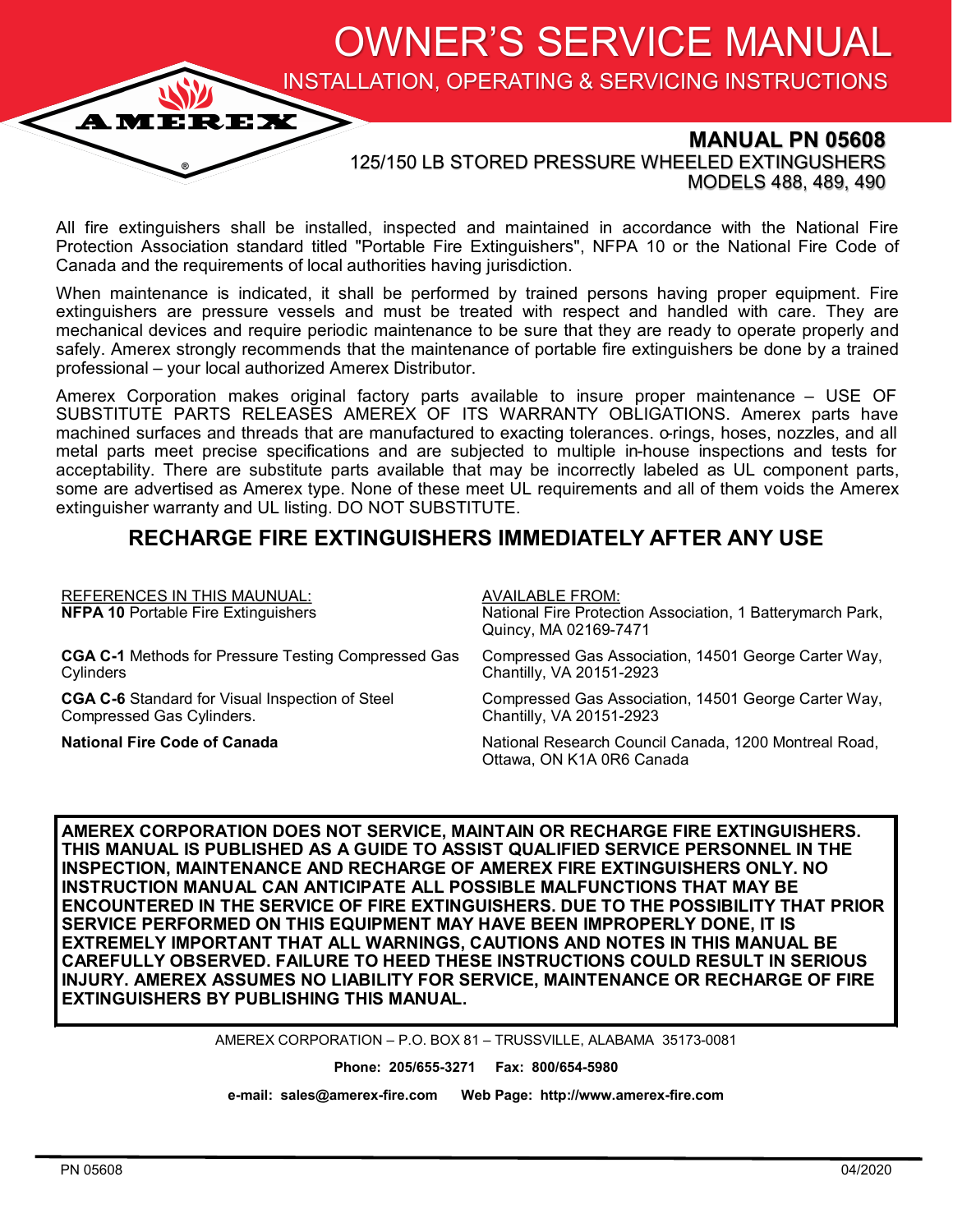AMEREX®

# OWNER'S SERVICE MANUAL

## INSTALLATION, OPERATING & SERVICING INSTRUCTIONS

**MANUAL PN 05608**

125/150 LB STORED PRESSURE WHEELED EXTINGUSHERS
MODELS 488, 489, 490

All fire extinguishers shall be installed, inspected and maintained in accordance with the National Fire Protection Association standard titled "Portable Fire Extinguishers", NFPA 10 or the National Fire Code of Canada and the requirements of local authorities having jurisdiction.

When maintenance is indicated, it shall be performed by trained persons having proper equipment. Fire extinguishers are pressure vessels and must be treated with respect and handled with care. They are mechanical devices and require periodic maintenance to be sure that they are ready to operate properly and safely. Amerex strongly recommends that the maintenance of portable fire extinguishers be done by a trained professional – your local authorized Amerex Distributor.

Amerex Corporation makes original factory parts available to insure proper maintenance – USE OF SUBSTITUTE PARTS RELEASES AMEREX OF ITS WARRANTY OBLIGATIONS. Amerex parts have machined surfaces and threads that are manufactured to exacting tolerances. o-rings, hoses, nozzles, and all metal parts meet precise specifications and are subjected to multiple in-house inspections and tests for acceptability. There are substitute parts available that may be incorrectly labeled as UL component parts, some are advertised as Amerex type. None of these meet UL requirements and all of them voids the Amerex extinguisher warranty and UL listing. DO NOT SUBSTITUTE.

## RECHARGE FIRE EXTINGUISHERS IMMEDIATELY AFTER ANY USE

| REFERENCES IN THIS MAUNUAL: | AVAILABLE FROM: |
|---|---|
| **NFPA 10** Portable Fire Extinguishers | National Fire Protection Association, 1 Batterymarch Park, Quincy, MA 02169-7471 |
| **CGA C-1** Methods for Pressure Testing Compressed Gas Cylinders | Compressed Gas Association, 14501 George Carter Way, Chantilly, VA 20151-2923 |
| **CGA C-6** Standard for Visual Inspection of Steel Compressed Gas Cylinders. | Compressed Gas Association, 14501 George Carter Way, Chantilly, VA 20151-2923 |
| **National Fire Code of Canada** | National Research Council Canada, 1200 Montreal Road, Ottawa, ON K1A 0R6 Canada |

**AMEREX CORPORATION DOES NOT SERVICE, MAINTAIN OR RECHARGE FIRE EXTINGUISHERS. THIS MANUAL IS PUBLISHED AS A GUIDE TO ASSIST QUALIFIED SERVICE PERSONNEL IN THE INSPECTION, MAINTENANCE AND RECHARGE OF AMEREX FIRE EXTINGUISHERS ONLY. NO INSTRUCTION MANUAL CAN ANTICIPATE ALL POSSIBLE MALFUNCTIONS THAT MAY BE ENCOUNTERED IN THE SERVICE OF FIRE EXTINGUISHERS. DUE TO THE POSSIBILITY THAT PRIOR SERVICE PERFORMED ON THIS EQUIPMENT MAY HAVE BEEN IMPROPERLY DONE, IT IS EXTREMELY IMPORTANT THAT ALL WARNINGS, CAUTIONS AND NOTES IN THIS MANUAL BE CAREFULLY OBSERVED. FAILURE TO HEED THESE INSTRUCTIONS COULD RESULT IN SERIOUS INJURY. AMEREX ASSUMES NO LIABILITY FOR SERVICE, MAINTENANCE OR RECHARGE OF FIRE EXTINGUISHERS BY PUBLISHING THIS MANUAL.**

AMEREX CORPORATION – P.O. BOX 81 – TRUSSVILLE, ALABAMA 35173-0081

**Phone: 205/655-3271 Fax: 800/654-5980**

**e-mail: sales@amerex-fire.com Web Page: http://www.amerex-fire.com**

PN 05608 04/2020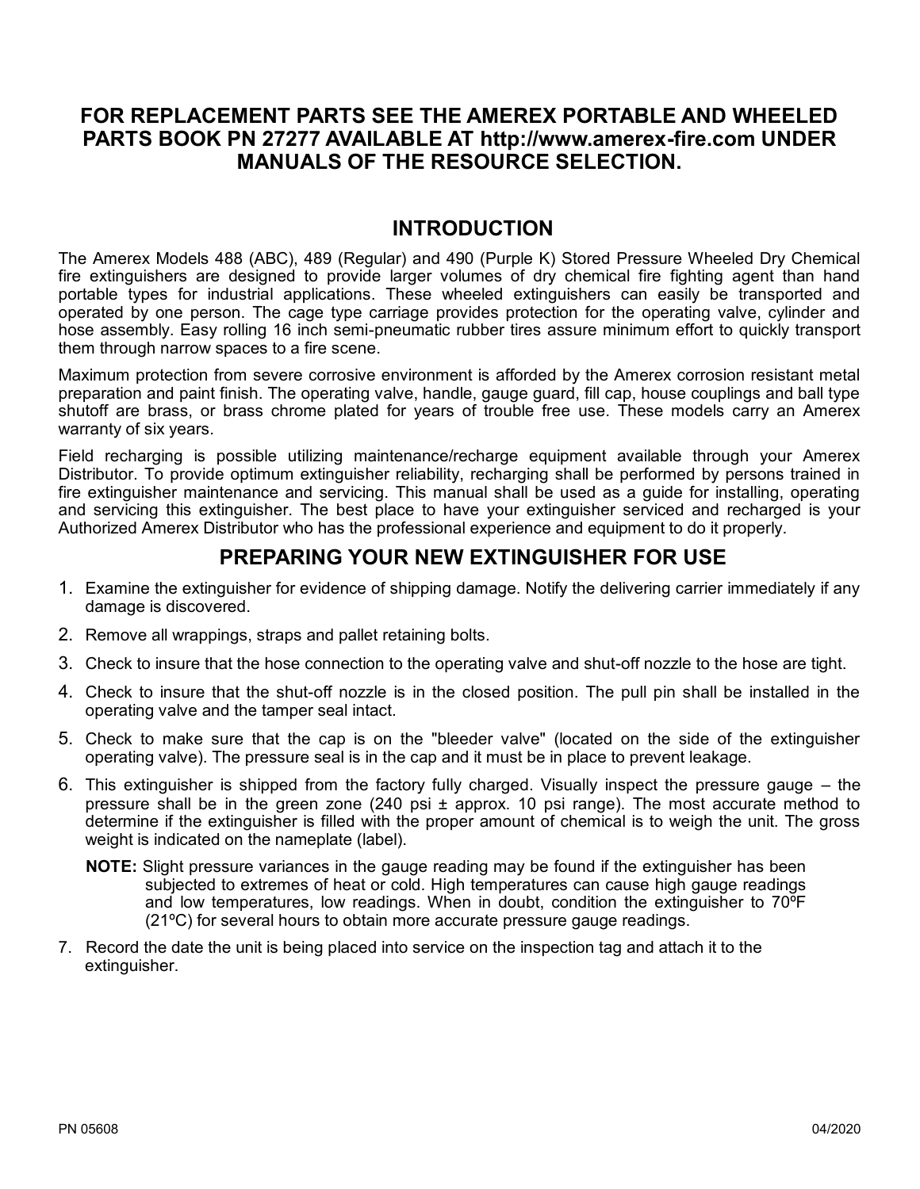**FOR REPLACEMENT PARTS SEE THE AMEREX PORTABLE AND WHEELED PARTS BOOK PN 27277 AVAILABLE AT http://www.amerex-fire.com UNDER MANUALS OF THE RESOURCE SELECTION.**

## INTRODUCTION

The Amerex Models 488 (ABC), 489 (Regular) and 490 (Purple K) Stored Pressure Wheeled Dry Chemical fire extinguishers are designed to provide larger volumes of dry chemical fire fighting agent than hand portable types for industrial applications. These wheeled extinguishers can easily be transported and operated by one person. The cage type carriage provides protection for the operating valve, cylinder and hose assembly. Easy rolling 16 inch semi-pneumatic rubber tires assure minimum effort to quickly transport them through narrow spaces to a fire scene.

Maximum protection from severe corrosive environment is afforded by the Amerex corrosion resistant metal preparation and paint finish. The operating valve, handle, gauge guard, fill cap, house couplings and ball type shutoff are brass, or brass chrome plated for years of trouble free use. These models carry an Amerex warranty of six years.

Field recharging is possible utilizing maintenance/recharge equipment available through your Amerex Distributor. To provide optimum extinguisher reliability, recharging shall be performed by persons trained in fire extinguisher maintenance and servicing. This manual shall be used as a guide for installing, operating and servicing this extinguisher. The best place to have your extinguisher serviced and recharged is your Authorized Amerex Distributor who has the professional experience and equipment to do it properly.

## PREPARING YOUR NEW EXTINGUISHER FOR USE

1. Examine the extinguisher for evidence of shipping damage. Notify the delivering carrier immediately if any damage is discovered.
2. Remove all wrappings, straps and pallet retaining bolts.
3. Check to insure that the hose connection to the operating valve and shut-off nozzle to the hose are tight.
4. Check to insure that the shut-off nozzle is in the closed position. The pull pin shall be installed in the operating valve and the tamper seal intact.
5. Check to make sure that the cap is on the "bleeder valve" (located on the side of the extinguisher operating valve). The pressure seal is in the cap and it must be in place to prevent leakage.
6. This extinguisher is shipped from the factory fully charged. Visually inspect the pressure gauge – the pressure shall be in the green zone (240 psi ± approx. 10 psi range). The most accurate method to determine if the extinguisher is filled with the proper amount of chemical is to weigh the unit. The gross weight is indicated on the nameplate (label).

   **NOTE:** Slight pressure variances in the gauge reading may be found if the extinguisher has been subjected to extremes of heat or cold. High temperatures can cause high gauge readings and low temperatures, low readings. When in doubt, condition the extinguisher to 70ºF (21ºC) for several hours to obtain more accurate pressure gauge readings.

7. Record the date the unit is being placed into service on the inspection tag and attach it to the extinguisher.

PN 05608 04/2020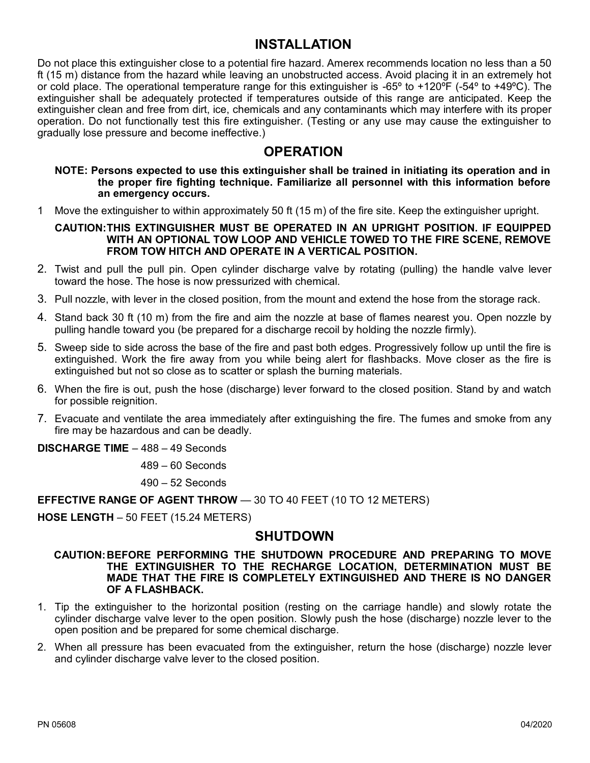## INSTALLATION

Do not place this extinguisher close to a potential fire hazard. Amerex recommends location no less than a 50 ft (15 m) distance from the hazard while leaving an unobstructed access. Avoid placing it in an extremely hot or cold place. The operational temperature range for this extinguisher is -65º to +120ºF (-54º to +49ºC). The extinguisher shall be adequately protected if temperatures outside of this range are anticipated. Keep the extinguisher clean and free from dirt, ice, chemicals and any contaminants which may interfere with its proper operation. Do not functionally test this fire extinguisher. (Testing or any use may cause the extinguisher to gradually lose pressure and become ineffective.)

## OPERATION

**NOTE: Persons expected to use this extinguisher shall be trained in initiating its operation and in the proper fire fighting technique. Familiarize all personnel with this information before an emergency occurs.**

1. Move the extinguisher to within approximately 50 ft (15 m) of the fire site. Keep the extinguisher upright.

   **CAUTION: THIS EXTINGUISHER MUST BE OPERATED IN AN UPRIGHT POSITION. IF EQUIPPED WITH AN OPTIONAL TOW LOOP AND VEHICLE TOWED TO THE FIRE SCENE, REMOVE FROM TOW HITCH AND OPERATE IN A VERTICAL POSITION.**

2. Twist and pull the pull pin. Open cylinder discharge valve by rotating (pulling) the handle valve lever toward the hose. The hose is now pressurized with chemical.
3. Pull nozzle, with lever in the closed position, from the mount and extend the hose from the storage rack.
4. Stand back 30 ft (10 m) from the fire and aim the nozzle at base of flames nearest you. Open nozzle by pulling handle toward you (be prepared for a discharge recoil by holding the nozzle firmly).
5. Sweep side to side across the base of the fire and past both edges. Progressively follow up until the fire is extinguished. Work the fire away from you while being alert for flashbacks. Move closer as the fire is extinguished but not so close as to scatter or splash the burning materials.
6. When the fire is out, push the hose (discharge) lever forward to the closed position. Stand by and watch for possible reignition.
7. Evacuate and ventilate the area immediately after extinguishing the fire. The fumes and smoke from any fire may be hazardous and can be deadly.

**DISCHARGE TIME** – 488 – 49 Seconds

489 – 60 Seconds

490 – 52 Seconds

**EFFECTIVE RANGE OF AGENT THROW** — 30 TO 40 FEET (10 TO 12 METERS)

**HOSE LENGTH** – 50 FEET (15.24 METERS)

## SHUTDOWN

**CAUTION: BEFORE PERFORMING THE SHUTDOWN PROCEDURE AND PREPARING TO MOVE THE EXTINGUISHER TO THE RECHARGE LOCATION, DETERMINATION MUST BE MADE THAT THE FIRE IS COMPLETELY EXTINGUISHED AND THERE IS NO DANGER OF A FLASHBACK.**

1. Tip the extinguisher to the horizontal position (resting on the carriage handle) and slowly rotate the cylinder discharge valve lever to the open position. Slowly push the hose (discharge) nozzle lever to the open position and be prepared for some chemical discharge.
2. When all pressure has been evacuated from the extinguisher, return the hose (discharge) nozzle lever and cylinder discharge valve lever to the closed position.

PN 05608 04/2020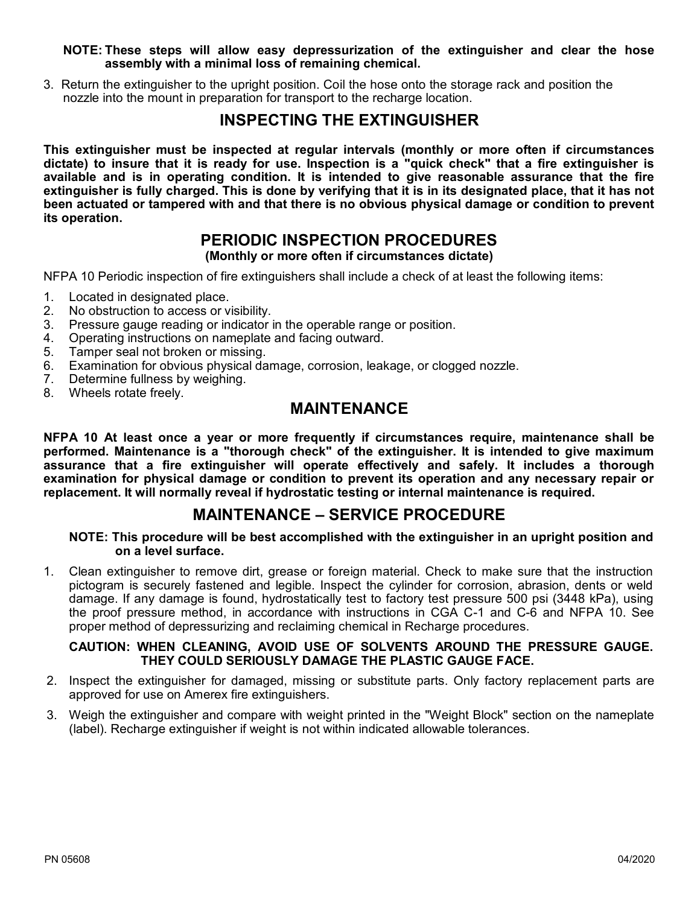**NOTE: These steps will allow easy depressurization of the extinguisher and clear the hose assembly with a minimal loss of remaining chemical.**

3. Return the extinguisher to the upright position. Coil the hose onto the storage rack and position the nozzle into the mount in preparation for transport to the recharge location.

## INSPECTING THE EXTINGUISHER

**This extinguisher must be inspected at regular intervals (monthly or more often if circumstances dictate) to insure that it is ready for use. Inspection is a "quick check" that a fire extinguisher is available and is in operating condition. It is intended to give reasonable assurance that the fire extinguisher is fully charged. This is done by verifying that it is in its designated place, that it has not been actuated or tampered with and that there is no obvious physical damage or condition to prevent its operation.**

## PERIODIC INSPECTION PROCEDURES

**(Monthly or more often if circumstances dictate)**

NFPA 10 Periodic inspection of fire extinguishers shall include a check of at least the following items:

1. Located in designated place.
2. No obstruction to access or visibility.
3. Pressure gauge reading or indicator in the operable range or position.
4. Operating instructions on nameplate and facing outward.
5. Tamper seal not broken or missing.
6. Examination for obvious physical damage, corrosion, leakage, or clogged nozzle.
7. Determine fullness by weighing.
8. Wheels rotate freely.

## MAINTENANCE

**NFPA 10 At least once a year or more frequently if circumstances require, maintenance shall be performed. Maintenance is a "thorough check" of the extinguisher. It is intended to give maximum assurance that a fire extinguisher will operate effectively and safely. It includes a thorough examination for physical damage or condition to prevent its operation and any necessary repair or replacement. It will normally reveal if hydrostatic testing or internal maintenance is required.**

## MAINTENANCE – SERVICE PROCEDURE

**NOTE: This procedure will be best accomplished with the extinguisher in an upright position and on a level surface.**

1. Clean extinguisher to remove dirt, grease or foreign material. Check to make sure that the instruction pictogram is securely fastened and legible. Inspect the cylinder for corrosion, abrasion, dents or weld damage. If any damage is found, hydrostatically test to factory test pressure 500 psi (3448 kPa), using the proof pressure method, in accordance with instructions in CGA C-1 and C-6 and NFPA 10. See proper method of depressurizing and reclaiming chemical in Recharge procedures.

   **CAUTION: WHEN CLEANING, AVOID USE OF SOLVENTS AROUND THE PRESSURE GAUGE. THEY COULD SERIOUSLY DAMAGE THE PLASTIC GAUGE FACE.**

2. Inspect the extinguisher for damaged, missing or substitute parts. Only factory replacement parts are approved for use on Amerex fire extinguishers.
3. Weigh the extinguisher and compare with weight printed in the "Weight Block" section on the nameplate (label). Recharge extinguisher if weight is not within indicated allowable tolerances.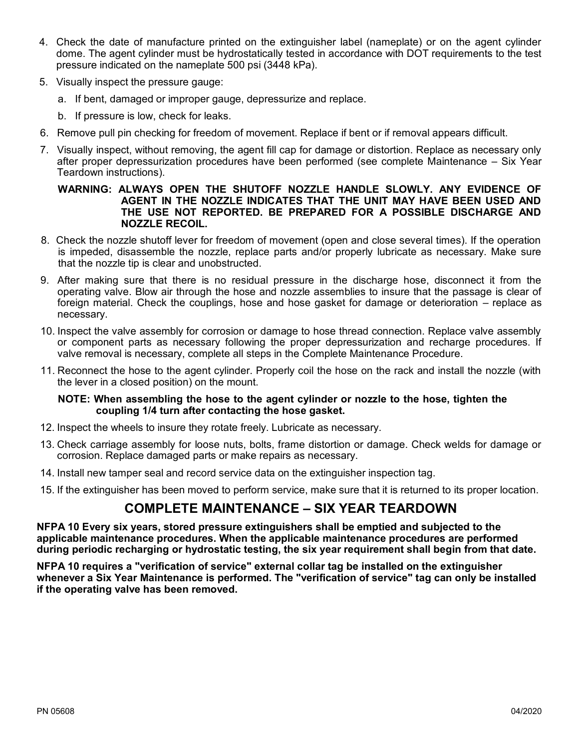4. Check the date of manufacture printed on the extinguisher label (nameplate) or on the agent cylinder dome. The agent cylinder must be hydrostatically tested in accordance with DOT requirements to the test pressure indicated on the nameplate 500 psi (3448 kPa).

5. Visually inspect the pressure gauge:

   a. If bent, damaged or improper gauge, depressurize and replace.

   b. If pressure is low, check for leaks.

6. Remove pull pin checking for freedom of movement. Replace if bent or if removal appears difficult.

7. Visually inspect, without removing, the agent fill cap for damage or distortion. Replace as necessary only after proper depressurization procedures have been performed (see complete Maintenance – Six Year Teardown instructions).

   **WARNING: ALWAYS OPEN THE SHUTOFF NOZZLE HANDLE SLOWLY. ANY EVIDENCE OF AGENT IN THE NOZZLE INDICATES THAT THE UNIT MAY HAVE BEEN USED AND THE USE NOT REPORTED. BE PREPARED FOR A POSSIBLE DISCHARGE AND NOZZLE RECOIL.**

8. Check the nozzle shutoff lever for freedom of movement (open and close several times). If the operation is impeded, disassemble the nozzle, replace parts and/or properly lubricate as necessary. Make sure that the nozzle tip is clear and unobstructed.

9. After making sure that there is no residual pressure in the discharge hose, disconnect it from the operating valve. Blow air through the hose and nozzle assemblies to insure that the passage is clear of foreign material. Check the couplings, hose and hose gasket for damage or deterioration – replace as necessary.

10. Inspect the valve assembly for corrosion or damage to hose thread connection. Replace valve assembly or component parts as necessary following the proper depressurization and recharge procedures. If valve removal is necessary, complete all steps in the Complete Maintenance Procedure.

11. Reconnect the hose to the agent cylinder. Properly coil the hose on the rack and install the nozzle (with the lever in a closed position) on the mount.

    **NOTE: When assembling the hose to the agent cylinder or nozzle to the hose, tighten the coupling 1/4 turn after contacting the hose gasket.**

12. Inspect the wheels to insure they rotate freely. Lubricate as necessary.

13. Check carriage assembly for loose nuts, bolts, frame distortion or damage. Check welds for damage or corrosion. Replace damaged parts or make repairs as necessary.

14. Install new tamper seal and record service data on the extinguisher inspection tag.

15. If the extinguisher has been moved to perform service, make sure that it is returned to its proper location.

## COMPLETE MAINTENANCE – SIX YEAR TEARDOWN

**NFPA 10 Every six years, stored pressure extinguishers shall be emptied and subjected to the applicable maintenance procedures. When the applicable maintenance procedures are performed during periodic recharging or hydrostatic testing, the six year requirement shall begin from that date.**

**NFPA 10 requires a "verification of service" external collar tag be installed on the extinguisher whenever a Six Year Maintenance is performed. The "verification of service" tag can only be installed if the operating valve has been removed.**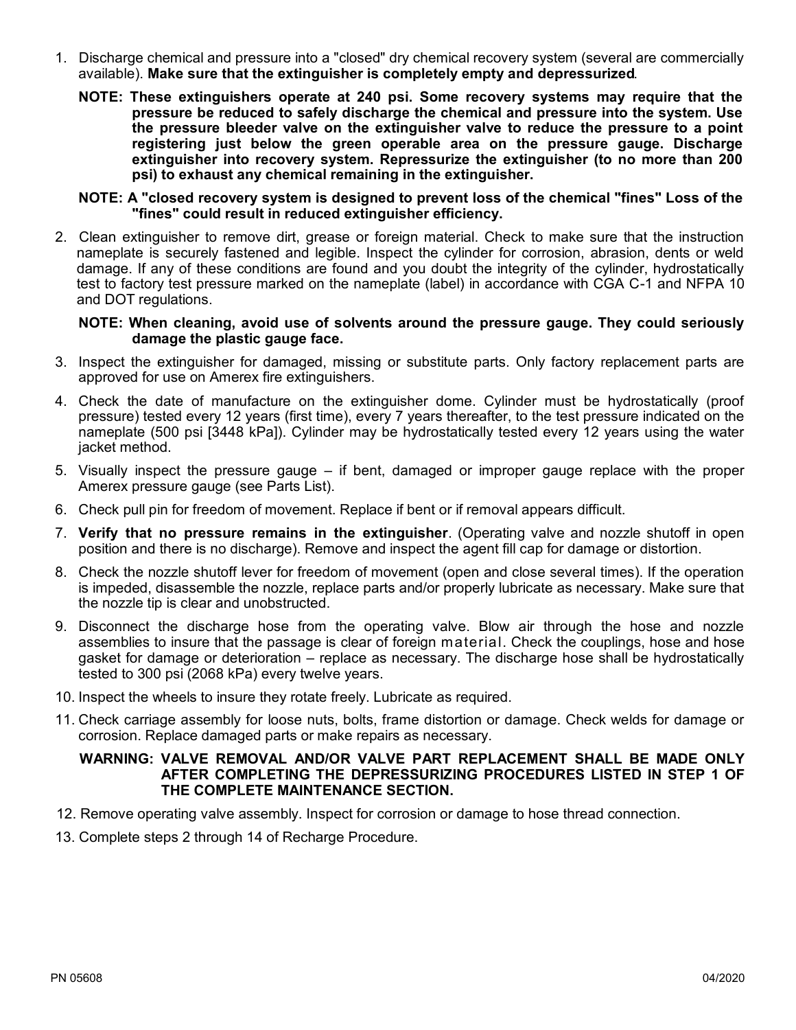1. Discharge chemical and pressure into a "closed" dry chemical recovery system (several are commercially available). **Make sure that the extinguisher is completely empty and depressurized**.

   **NOTE: These extinguishers operate at 240 psi. Some recovery systems may require that the pressure be reduced to safely discharge the chemical and pressure into the system. Use the pressure bleeder valve on the extinguisher valve to reduce the pressure to a point registering just below the green operable area on the pressure gauge. Discharge extinguisher into recovery system. Repressurize the extinguisher (to no more than 200 psi) to exhaust any chemical remaining in the extinguisher.**

   **NOTE: A "closed recovery system is designed to prevent loss of the chemical "fines" Loss of the "fines" could result in reduced extinguisher efficiency.**

2. Clean extinguisher to remove dirt, grease or foreign material. Check to make sure that the instruction nameplate is securely fastened and legible. Inspect the cylinder for corrosion, abrasion, dents or weld damage. If any of these conditions are found and you doubt the integrity of the cylinder, hydrostatically test to factory test pressure marked on the nameplate (label) in accordance with CGA C-1 and NFPA 10 and DOT regulations.

   **NOTE: When cleaning, avoid use of solvents around the pressure gauge. They could seriously damage the plastic gauge face.**

3. Inspect the extinguisher for damaged, missing or substitute parts. Only factory replacement parts are approved for use on Amerex fire extinguishers.

4. Check the date of manufacture on the extinguisher dome. Cylinder must be hydrostatically (proof pressure) tested every 12 years (first time), every 7 years thereafter, to the test pressure indicated on the nameplate (500 psi [3448 kPa]). Cylinder may be hydrostatically tested every 12 years using the water jacket method.

5. Visually inspect the pressure gauge – if bent, damaged or improper gauge replace with the proper Amerex pressure gauge (see Parts List).

6. Check pull pin for freedom of movement. Replace if bent or if removal appears difficult.

7. **Verify that no pressure remains in the extinguisher**. (Operating valve and nozzle shutoff in open position and there is no discharge). Remove and inspect the agent fill cap for damage or distortion.

8. Check the nozzle shutoff lever for freedom of movement (open and close several times). If the operation is impeded, disassemble the nozzle, replace parts and/or properly lubricate as necessary. Make sure that the nozzle tip is clear and unobstructed.

9. Disconnect the discharge hose from the operating valve. Blow air through the hose and nozzle assemblies to insure that the passage is clear of foreign material. Check the couplings, hose and hose gasket for damage or deterioration – replace as necessary. The discharge hose shall be hydrostatically tested to 300 psi (2068 kPa) every twelve years.

10. Inspect the wheels to insure they rotate freely. Lubricate as required.

11. Check carriage assembly for loose nuts, bolts, frame distortion or damage. Check welds for damage or corrosion. Replace damaged parts or make repairs as necessary.

    **WARNING: VALVE REMOVAL AND/OR VALVE PART REPLACEMENT SHALL BE MADE ONLY AFTER COMPLETING THE DEPRESSURIZING PROCEDURES LISTED IN STEP 1 OF THE COMPLETE MAINTENANCE SECTION.**

12. Remove operating valve assembly. Inspect for corrosion or damage to hose thread connection.

13. Complete steps 2 through 14 of Recharge Procedure.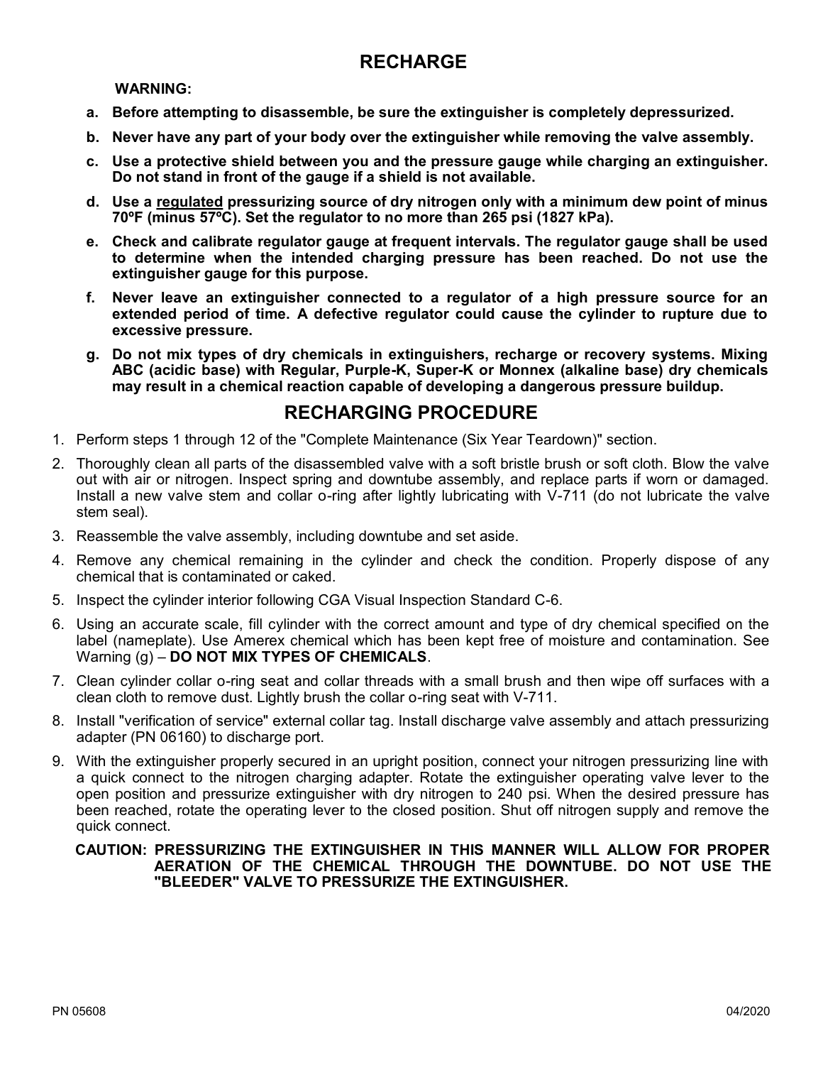# RECHARGE

**WARNING:**

- **a. Before attempting to disassemble, be sure the extinguisher is completely depressurized.**
- **b. Never have any part of your body over the extinguisher while removing the valve assembly.**
- **c. Use a protective shield between you and the pressure gauge while charging an extinguisher. Do not stand in front of the gauge if a shield is not available.**
- **d. Use a <u>regulated</u> pressurizing source of dry nitrogen only with a minimum dew point of minus 70ºF (minus 57ºC). Set the regulator to no more than 265 psi (1827 kPa).**
- **e. Check and calibrate regulator gauge at frequent intervals. The regulator gauge shall be used to determine when the intended charging pressure has been reached. Do not use the extinguisher gauge for this purpose.**
- **f. Never leave an extinguisher connected to a regulator of a high pressure source for an extended period of time. A defective regulator could cause the cylinder to rupture due to excessive pressure.**
- **g. Do not mix types of dry chemicals in extinguishers, recharge or recovery systems. Mixing ABC (acidic base) with Regular, Purple-K, Super-K or Monnex (alkaline base) dry chemicals may result in a chemical reaction capable of developing a dangerous pressure buildup.**

# RECHARGING PROCEDURE

1. Perform steps 1 through 12 of the "Complete Maintenance (Six Year Teardown)" section.
2. Thoroughly clean all parts of the disassembled valve with a soft bristle brush or soft cloth. Blow the valve out with air or nitrogen. Inspect spring and downtube assembly, and replace parts if worn or damaged. Install a new valve stem and collar o-ring after lightly lubricating with V-711 (do not lubricate the valve stem seal).
3. Reassemble the valve assembly, including downtube and set aside.
4. Remove any chemical remaining in the cylinder and check the condition. Properly dispose of any chemical that is contaminated or caked.
5. Inspect the cylinder interior following CGA Visual Inspection Standard C-6.
6. Using an accurate scale, fill cylinder with the correct amount and type of dry chemical specified on the label (nameplate). Use Amerex chemical which has been kept free of moisture and contamination. See Warning (g) – **DO NOT MIX TYPES OF CHEMICALS**.
7. Clean cylinder collar o-ring seat and collar threads with a small brush and then wipe off surfaces with a clean cloth to remove dust. Lightly brush the collar o-ring seat with V-711.
8. Install "verification of service" external collar tag. Install discharge valve assembly and attach pressurizing adapter (PN 06160) to discharge port.
9. With the extinguisher properly secured in an upright position, connect your nitrogen pressurizing line with a quick connect to the nitrogen charging adapter. Rotate the extinguisher operating valve lever to the open position and pressurize extinguisher with dry nitrogen to 240 psi. When the desired pressure has been reached, rotate the operating lever to the closed position. Shut off nitrogen supply and remove the quick connect.

**CAUTION: PRESSURIZING THE EXTINGUISHER IN THIS MANNER WILL ALLOW FOR PROPER AERATION OF THE CHEMICAL THROUGH THE DOWNTUBE. DO NOT USE THE "BLEEDER" VALVE TO PRESSURIZE THE EXTINGUISHER.**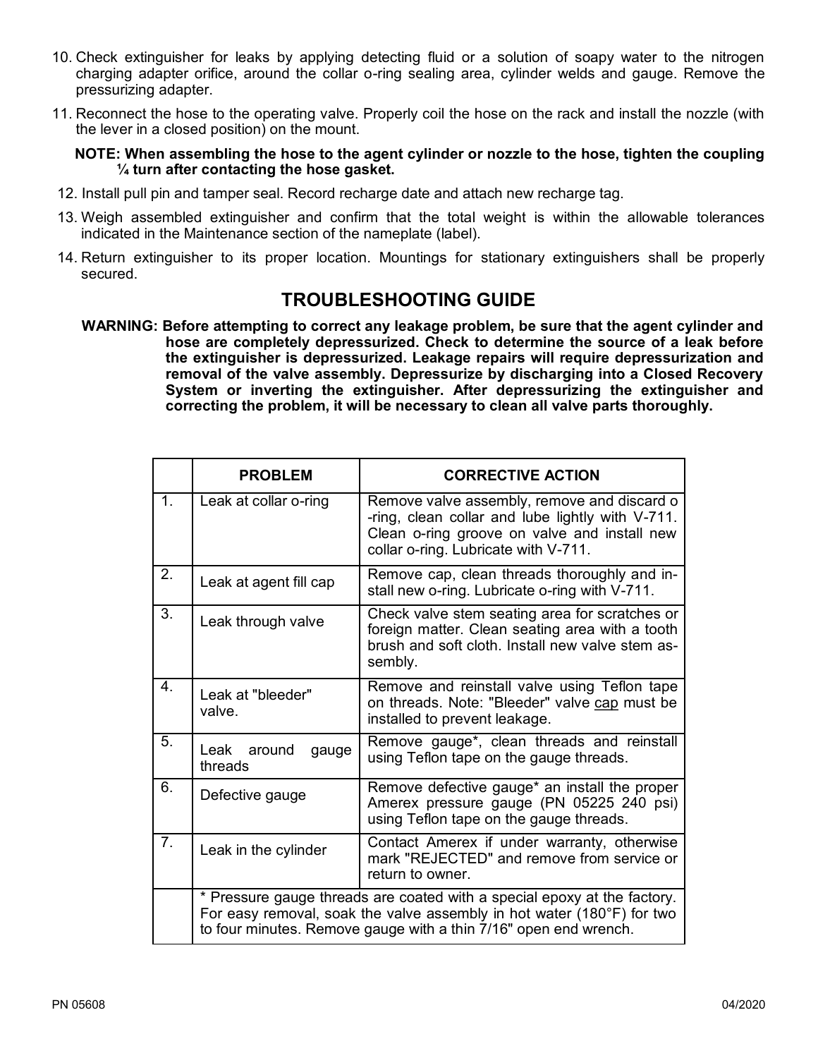10. Check extinguisher for leaks by applying detecting fluid or a solution of soapy water to the nitrogen charging adapter orifice, around the collar o-ring sealing area, cylinder welds and gauge. Remove the pressurizing adapter.

11. Reconnect the hose to the operating valve. Properly coil the hose on the rack and install the nozzle (with the lever in a closed position) on the mount.

**NOTE: When assembling the hose to the agent cylinder or nozzle to the hose, tighten the coupling ¼ turn after contacting the hose gasket.**

12. Install pull pin and tamper seal. Record recharge date and attach new recharge tag.

13. Weigh assembled extinguisher and confirm that the total weight is within the allowable tolerances indicated in the Maintenance section of the nameplate (label).

14. Return extinguisher to its proper location. Mountings for stationary extinguishers shall be properly secured.

## TROUBLESHOOTING GUIDE

**WARNING: Before attempting to correct any leakage problem, be sure that the agent cylinder and hose are completely depressurized. Check to determine the source of a leak before the extinguisher is depressurized. Leakage repairs will require depressurization and removal of the valve assembly. Depressurize by discharging into a Closed Recovery System or inverting the extinguisher. After depressurizing the extinguisher and correcting the problem, it will be necessary to clean all valve parts thoroughly.**

| | PROBLEM | CORRECTIVE ACTION |
|---|---|---|
| 1. | Leak at collar o-ring | Remove valve assembly, remove and discard o-ring, clean collar and lube lightly with V-711. Clean o-ring groove on valve and install new collar o-ring. Lubricate with V-711. |
| 2. | Leak at agent fill cap | Remove cap, clean threads thoroughly and install new o-ring. Lubricate o-ring with V-711. |
| 3. | Leak through valve | Check valve stem seating area for scratches or foreign matter. Clean seating area with a tooth brush and soft cloth. Install new valve stem assembly. |
| 4. | Leak at "bleeder" valve. | Remove and reinstall valve using Teflon tape on threads. Note: "Bleeder" valve <u>cap</u> must be installed to prevent leakage. |
| 5. | Leak around gauge threads | Remove gauge*, clean threads and reinstall using Teflon tape on the gauge threads. |
| 6. | Defective gauge | Remove defective gauge* an install the proper Amerex pressure gauge (PN 05225 240 psi) using Teflon tape on the gauge threads. |
| 7. | Leak in the cylinder | Contact Amerex if under warranty, otherwise mark "REJECTED" and remove from service or return to owner. |
| | * Pressure gauge threads are coated with a special epoxy at the factory. For easy removal, soak the valve assembly in hot water (180°F) for two to four minutes. Remove gauge with a thin 7/16" open end wrench. | |

PN 05608 04/2020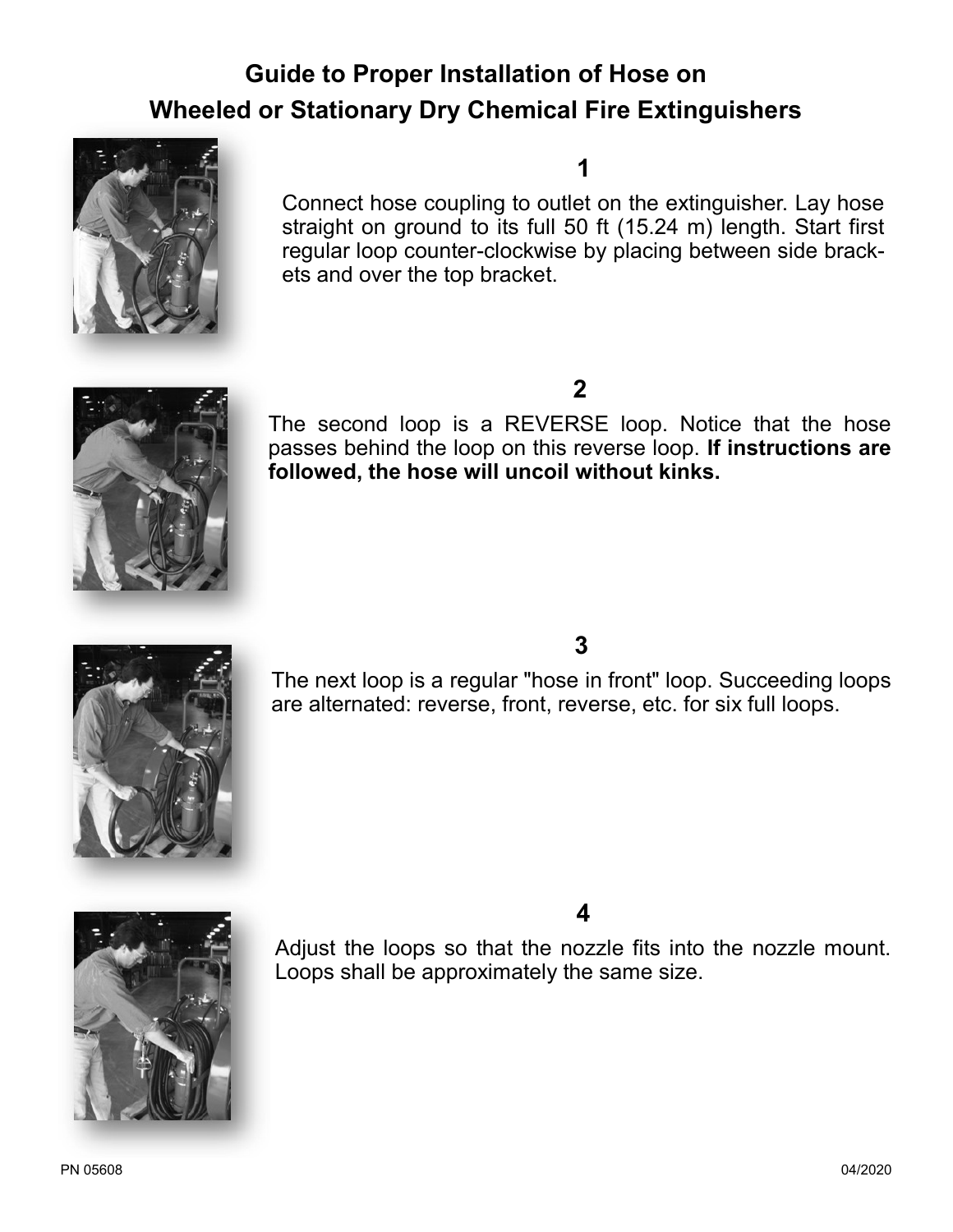# Guide to Proper Installation of Hose on Wheeled or Stationary Dry Chemical Fire Extinguishers

## 1

Connect hose coupling to outlet on the extinguisher. Lay hose straight on ground to its full 50 ft (15.24 m) length. Start first regular loop counter-clockwise by placing between side brackets and over the top bracket.

## 2

The second loop is a REVERSE loop. Notice that the hose passes behind the loop on this reverse loop. **If instructions are followed, the hose will uncoil without kinks.**

## 3

The next loop is a regular "hose in front" loop. Succeeding loops are alternated: reverse, front, reverse, etc. for six full loops.

## 4

Adjust the loops so that the nozzle fits into the nozzle mount. Loops shall be approximately the same size.

PN 05608

04/2020